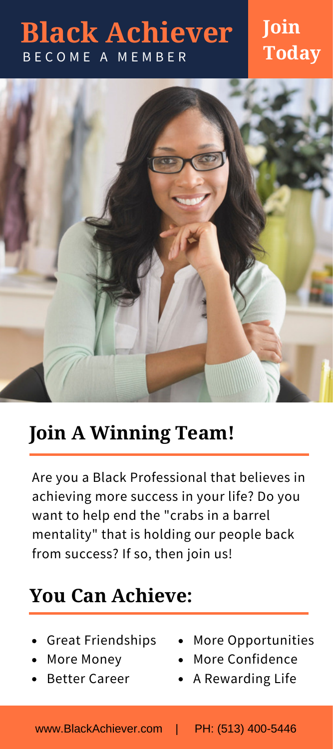# Black Achiever

BECOME A MEMBER

**Join Today**

## Join A Winning Team!

Are you a Black Professional that believes in achieving more success in your life? Do you want to help end the "crabs in a barrel mentality" that is holding our people back from success? If so, then join us!

## You Can Achieve:

- Great Friendships
- More Money
- Better Career
- More Opportunities
- More Confidence
- A Rewarding Life

www.BlackAchiever.com | PH: (513) 400-5446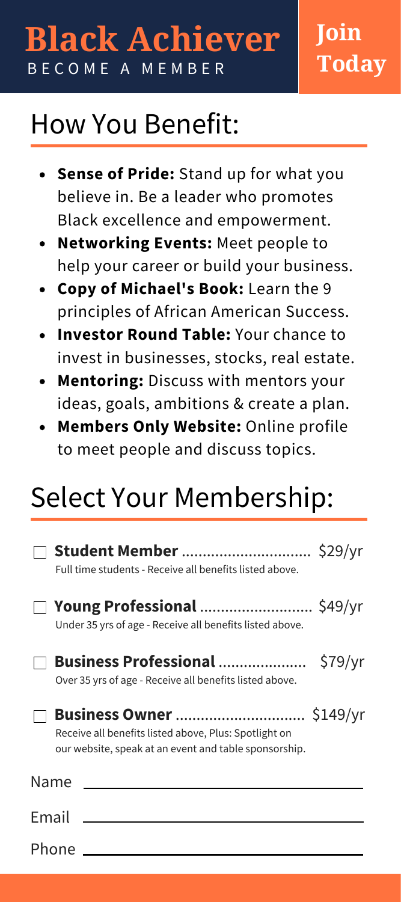# Black Achiever

BECOME A MEMBER

**Join Today**

## How You Benefit:

- **Sense of Pride:** Stand up for what you believe in. Be a leader who promotes Black excellence and empowerment.
- **Networking Events:** Meet people to help your career or build your business.
- **Copy of Michael's Book:** Learn the 9 principles of African American Success.
- **Investor Round Table:** Your chance to invest in businesses, stocks, real estate.
- **Mentoring:** Discuss with mentors your ideas, goals, ambitions & create a plan.
- **Members Only Website:** Online profile to meet people and discuss topics.

## Select Your Membership:

☐ **Student Member** .............................. $29/yr
Full time students - Receive all benefits listed above.

☐ **Young Professional** .......................... $49/yr
Under 35 yrs of age - Receive all benefits listed above.

☐ **Business Professional** ..................... $79/yr
Over 35 yrs of age - Receive all benefits listed above.

☐ **Business Owner** .............................. $149/yr
Receive all benefits listed above, Plus: Spotlight on our website, speak at an event and table sponsorship.

Name ______________________________

Email ______________________________

Phone ______________________________